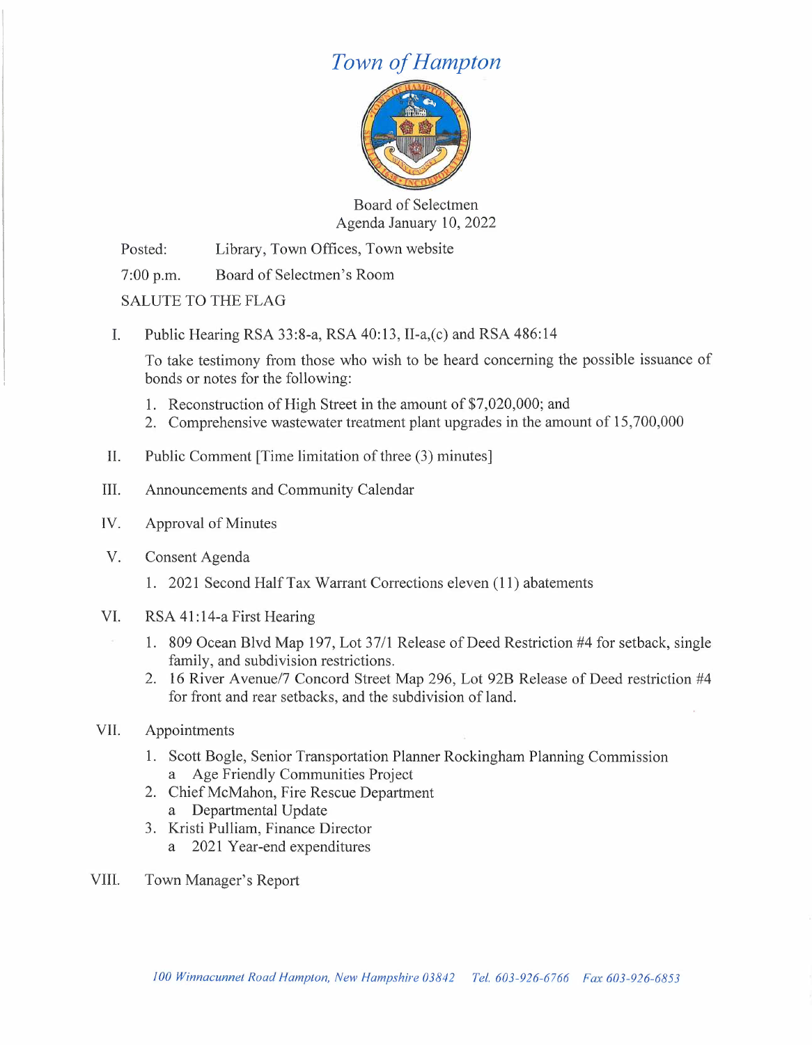# *Town of Hampton*

Board of Selectmen
Agenda January 10, 2022

Posted: Library, Town Offices, Town website

7:00 p.m. Board of Selectmen's Room

SALUTE TO THE FLAG

I. Public Hearing RSA 33:8-a, RSA 40:13, II-a,(c) and RSA 486:14

   To take testimony from those who wish to be heard concerning the possible issuance of bonds or notes for the following:

   1. Reconstruction of High Street in the amount of $7,020,000; and
   2. Comprehensive wastewater treatment plant upgrades in the amount of 15,700,000

II. Public Comment [Time limitation of three (3) minutes]

III. Announcements and Community Calendar

IV. Approval of Minutes

V. Consent Agenda

   1. 2021 Second Half Tax Warrant Corrections eleven (11) abatements

VI. RSA 41:14-a First Hearing

   1. 809 Ocean Blvd Map 197, Lot 37/1 Release of Deed Restriction #4 for setback, single family, and subdivision restrictions.
   2. 16 River Avenue/7 Concord Street Map 296, Lot 92B Release of Deed restriction #4 for front and rear setbacks, and the subdivision of land.

VII. Appointments

   1. Scott Bogle, Senior Transportation Planner Rockingham Planning Commission
      a Age Friendly Communities Project
   2. Chief McMahon, Fire Rescue Department
      a Departmental Update
   3. Kristi Pulliam, Finance Director
      a 2021 Year-end expenditures

VIII. Town Manager's Report

*100 Winnacunnet Road Hampton, New Hampshire 03842 Tel. 603-926-6766 Fax 603-926-6853*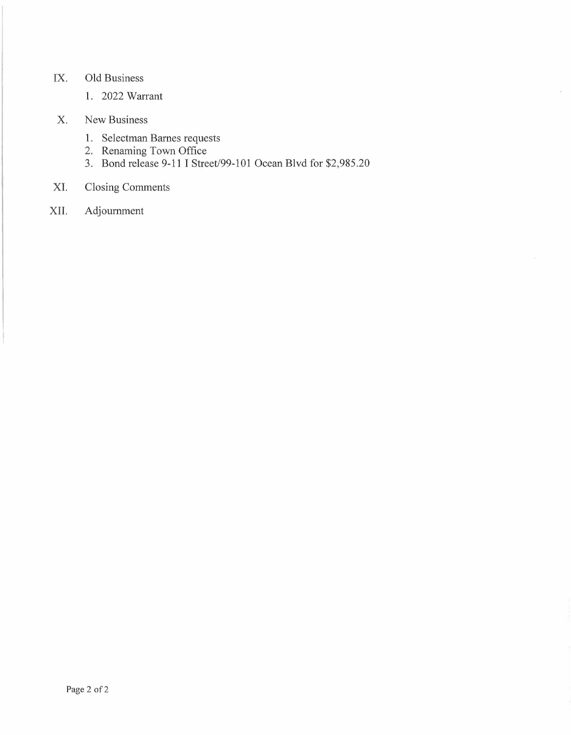IX. Old Business

1. 2022 Warrant

X. New Business

1. Selectman Barnes requests
2. Renaming Town Office
3. Bond release 9-11 I Street/99-101 Ocean Blvd for $2,985.20

XI. Closing Comments

XII. Adjournment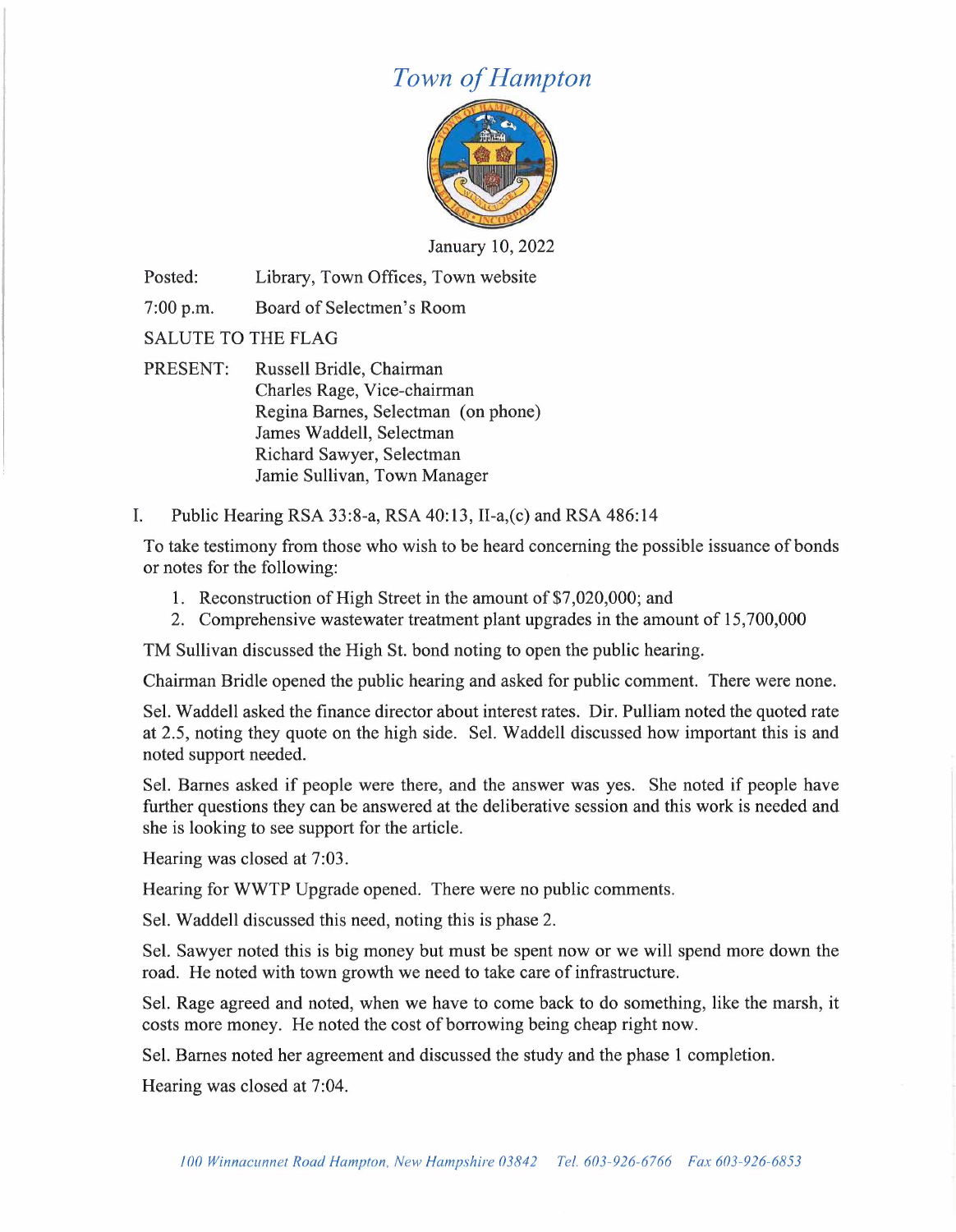# *Town of Hampton*

January 10, 2022

Posted: Library, Town Offices, Town website

7:00 p.m. Board of Selectmen's Room

SALUTE TO THE FLAG

PRESENT: Russell Bridle, Chairman
Charles Rage, Vice-chairman
Regina Barnes, Selectman (on phone)
James Waddell, Selectman
Richard Sawyer, Selectman
Jamie Sullivan, Town Manager

I. Public Hearing RSA 33:8-a, RSA 40:13, II-a,(c) and RSA 486:14

To take testimony from those who wish to be heard concerning the possible issuance of bonds or notes for the following:

1. Reconstruction of High Street in the amount of $7,020,000; and
2. Comprehensive wastewater treatment plant upgrades in the amount of 15,700,000

TM Sullivan discussed the High St. bond noting to open the public hearing.

Chairman Bridle opened the public hearing and asked for public comment. There were none.

Sel. Waddell asked the finance director about interest rates. Dir. Pulliam noted the quoted rate at 2.5, noting they quote on the high side. Sel. Waddell discussed how important this is and noted support needed.

Sel. Barnes asked if people were there, and the answer was yes. She noted if people have further questions they can be answered at the deliberative session and this work is needed and she is looking to see support for the article.

Hearing was closed at 7:03.

Hearing for WWTP Upgrade opened. There were no public comments.

Sel. Waddell discussed this need, noting this is phase 2.

Sel. Sawyer noted this is big money but must be spent now or we will spend more down the road. He noted with town growth we need to take care of infrastructure.

Sel. Rage agreed and noted, when we have to come back to do something, like the marsh, it costs more money. He noted the cost of borrowing being cheap right now.

Sel. Barnes noted her agreement and discussed the study and the phase 1 completion.

Hearing was closed at 7:04.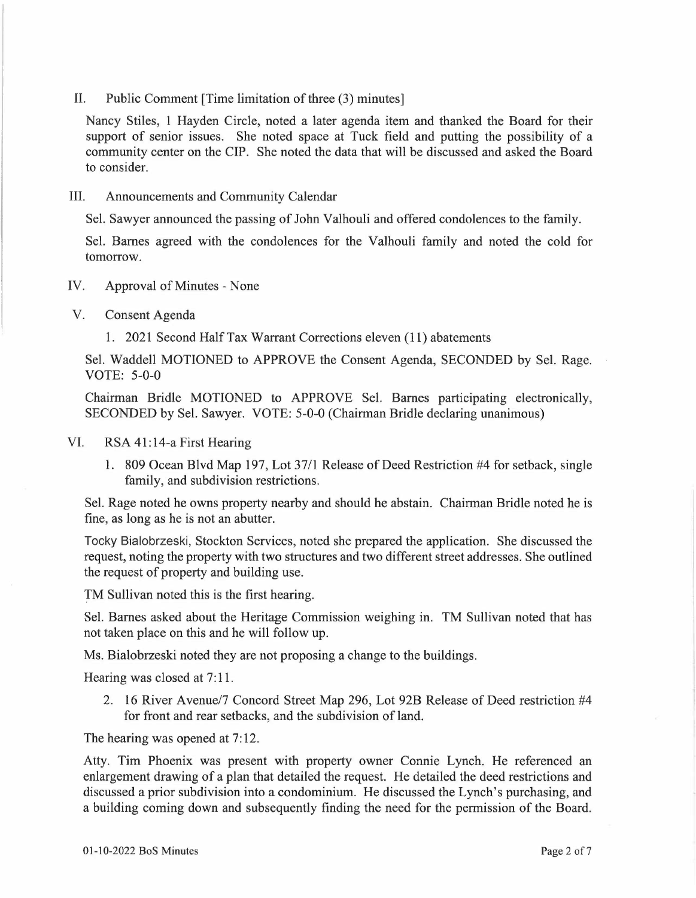II. Public Comment [Time limitation of three (3) minutes]

Nancy Stiles, 1 Hayden Circle, noted a later agenda item and thanked the Board for their support of senior issues. She noted space at Tuck field and putting the possibility of a community center on the CIP. She noted the data that will be discussed and asked the Board to consider.

III. Announcements and Community Calendar

Sel. Sawyer announced the passing of John Valhouli and offered condolences to the family.

Sel. Barnes agreed with the condolences for the Valhouli family and noted the cold for tomorrow.

IV. Approval of Minutes - None

V. Consent Agenda

1. 2021 Second Half Tax Warrant Corrections eleven (11) abatements

Sel. Waddell MOTIONED to APPROVE the Consent Agenda, SECONDED by Sel. Rage. VOTE: 5-0-0

Chairman Bridle MOTIONED to APPROVE Sel. Barnes participating electronically, SECONDED by Sel. Sawyer. VOTE: 5-0-0 (Chairman Bridle declaring unanimous)

VI. RSA 41:14-a First Hearing

1. 809 Ocean Blvd Map 197, Lot 37/1 Release of Deed Restriction #4 for setback, single family, and subdivision restrictions.

Sel. Rage noted he owns property nearby and should he abstain. Chairman Bridle noted he is fine, as long as he is not an abutter.

Tocky Bialobrzeski, Stockton Services, noted she prepared the application. She discussed the request, noting the property with two structures and two different street addresses. She outlined the request of property and building use.

TM Sullivan noted this is the first hearing.

Sel. Barnes asked about the Heritage Commission weighing in. TM Sullivan noted that has not taken place on this and he will follow up.

Ms. Bialobrzeski noted they are not proposing a change to the buildings.

Hearing was closed at 7:11.

2. 16 River Avenue/7 Concord Street Map 296, Lot 92B Release of Deed restriction #4 for front and rear setbacks, and the subdivision of land.

The hearing was opened at 7:12.

Atty. Tim Phoenix was present with property owner Connie Lynch. He referenced an enlargement drawing of a plan that detailed the request. He detailed the deed restrictions and discussed a prior subdivision into a condominium. He discussed the Lynch's purchasing, and a building coming down and subsequently finding the need for the permission of the Board.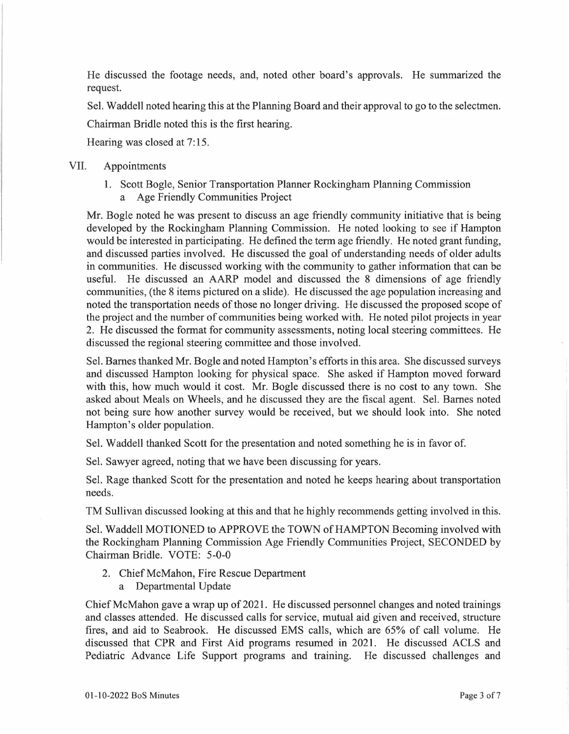He discussed the footage needs, and, noted other board's approvals. He summarized the request.

Sel. Waddell noted hearing this at the Planning Board and their approval to go to the selectmen.

Chairman Bridle noted this is the first hearing.

Hearing was closed at 7:15.

VII. Appointments

1. Scott Bogle, Senior Transportation Planner Rockingham Planning Commission
   a. Age Friendly Communities Project

Mr. Bogle noted he was present to discuss an age friendly community initiative that is being developed by the Rockingham Planning Commission. He noted looking to see if Hampton would be interested in participating. He defined the term age friendly. He noted grant funding, and discussed parties involved. He discussed the goal of understanding needs of older adults in communities. He discussed working with the community to gather information that can be useful. He discussed an AARP model and discussed the 8 dimensions of age friendly communities, (the 8 items pictured on a slide). He discussed the age population increasing and noted the transportation needs of those no longer driving. He discussed the proposed scope of the project and the number of communities being worked with. He noted pilot projects in year 2. He discussed the format for community assessments, noting local steering committees. He discussed the regional steering committee and those involved.

Sel. Barnes thanked Mr. Bogle and noted Hampton's efforts in this area. She discussed surveys and discussed Hampton looking for physical space. She asked if Hampton moved forward with this, how much would it cost. Mr. Bogle discussed there is no cost to any town. She asked about Meals on Wheels, and he discussed they are the fiscal agent. Sel. Barnes noted not being sure how another survey would be received, but we should look into. She noted Hampton's older population.

Sel. Waddell thanked Scott for the presentation and noted something he is in favor of.

Sel. Sawyer agreed, noting that we have been discussing for years.

Sel. Rage thanked Scott for the presentation and noted he keeps hearing about transportation needs.

TM Sullivan discussed looking at this and that he highly recommends getting involved in this.

Sel. Waddell MOTIONED to APPROVE the TOWN of HAMPTON Becoming involved with the Rockingham Planning Commission Age Friendly Communities Project, SECONDED by Chairman Bridle. VOTE: 5-0-0

2. Chief McMahon, Fire Rescue Department
   a. Departmental Update

Chief McMahon gave a wrap up of 2021. He discussed personnel changes and noted trainings and classes attended. He discussed calls for service, mutual aid given and received, structure fires, and aid to Seabrook. He discussed EMS calls, which are 65% of call volume. He discussed that CPR and First Aid programs resumed in 2021. He discussed ACLS and Pediatric Advance Life Support programs and training. He discussed challenges and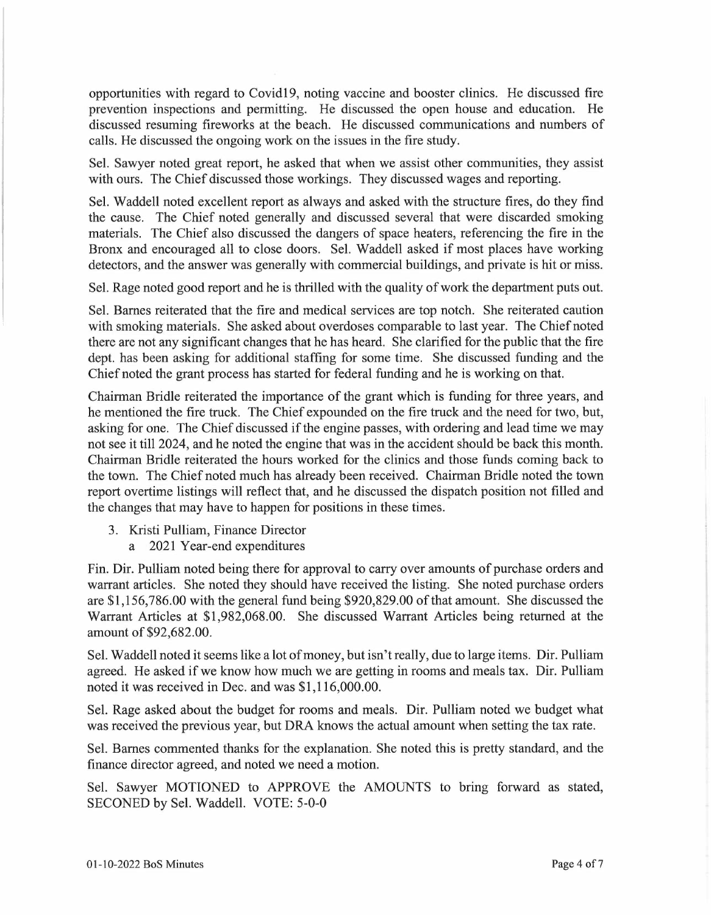opportunities with regard to Covid19, noting vaccine and booster clinics. He discussed fire prevention inspections and permitting. He discussed the open house and education. He discussed resuming fireworks at the beach. He discussed communications and numbers of calls. He discussed the ongoing work on the issues in the fire study.

Sel. Sawyer noted great report, he asked that when we assist other communities, they assist with ours. The Chief discussed those workings. They discussed wages and reporting.

Sel. Waddell noted excellent report as always and asked with the structure fires, do they find the cause. The Chief noted generally and discussed several that were discarded smoking materials. The Chief also discussed the dangers of space heaters, referencing the fire in the Bronx and encouraged all to close doors. Sel. Waddell asked if most places have working detectors, and the answer was generally with commercial buildings, and private is hit or miss.

Sel. Rage noted good report and he is thrilled with the quality of work the department puts out.

Sel. Barnes reiterated that the fire and medical services are top notch. She reiterated caution with smoking materials. She asked about overdoses comparable to last year. The Chief noted there are not any significant changes that he has heard. She clarified for the public that the fire dept. has been asking for additional staffing for some time. She discussed funding and the Chief noted the grant process has started for federal funding and he is working on that.

Chairman Bridle reiterated the importance of the grant which is funding for three years, and he mentioned the fire truck. The Chief expounded on the fire truck and the need for two, but, asking for one. The Chief discussed if the engine passes, with ordering and lead time we may not see it till 2024, and he noted the engine that was in the accident should be back this month. Chairman Bridle reiterated the hours worked for the clinics and those funds coming back to the town. The Chief noted much has already been received. Chairman Bridle noted the town report overtime listings will reflect that, and he discussed the dispatch position not filled and the changes that may have to happen for positions in these times.

3. Kristi Pulliam, Finance Director
   a 2021 Year-end expenditures

Fin. Dir. Pulliam noted being there for approval to carry over amounts of purchase orders and warrant articles. She noted they should have received the listing. She noted purchase orders are $1,156,786.00 with the general fund being $920,829.00 of that amount. She discussed the Warrant Articles at $1,982,068.00. She discussed Warrant Articles being returned at the amount of $92,682.00.

Sel. Waddell noted it seems like a lot of money, but isn't really, due to large items. Dir. Pulliam agreed. He asked if we know how much we are getting in rooms and meals tax. Dir. Pulliam noted it was received in Dec. and was $1,116,000.00.

Sel. Rage asked about the budget for rooms and meals. Dir. Pulliam noted we budget what was received the previous year, but DRA knows the actual amount when setting the tax rate.

Sel. Barnes commented thanks for the explanation. She noted this is pretty standard, and the finance director agreed, and noted we need a motion.

Sel. Sawyer MOTIONED to APPROVE the AMOUNTS to bring forward as stated, SECONED by Sel. Waddell. VOTE: 5-0-0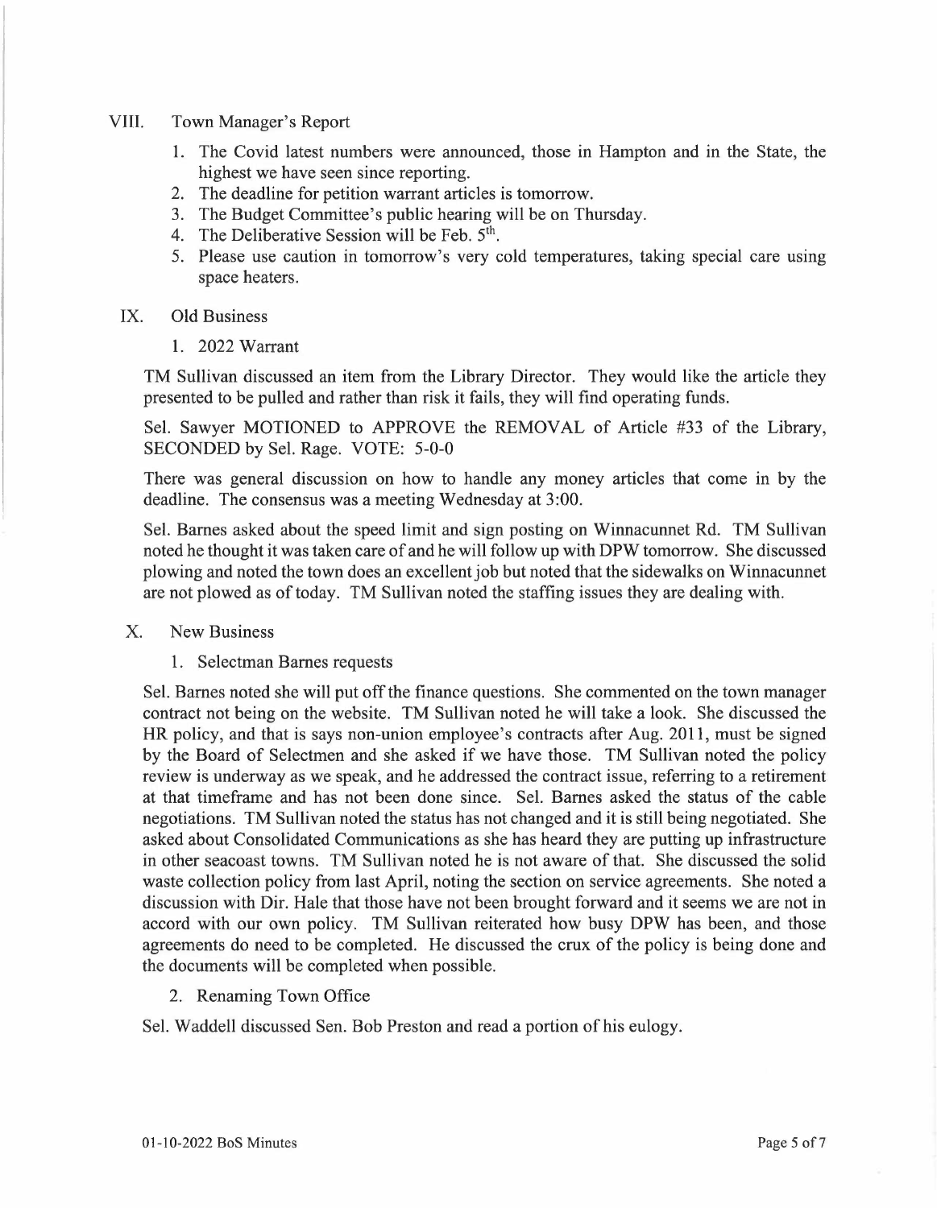## VIII. Town Manager's Report

1. The Covid latest numbers were announced, those in Hampton and in the State, the highest we have seen since reporting.
2. The deadline for petition warrant articles is tomorrow.
3. The Budget Committee's public hearing will be on Thursday.
4. The Deliberative Session will be Feb. 5th.
5. Please use caution in tomorrow's very cold temperatures, taking special care using space heaters.

## IX. Old Business

1. 2022 Warrant

TM Sullivan discussed an item from the Library Director. They would like the article they presented to be pulled and rather than risk it fails, they will find operating funds.

Sel. Sawyer MOTIONED to APPROVE the REMOVAL of Article #33 of the Library, SECONDED by Sel. Rage. VOTE: 5-0-0

There was general discussion on how to handle any money articles that come in by the deadline. The consensus was a meeting Wednesday at 3:00.

Sel. Barnes asked about the speed limit and sign posting on Winnacunnet Rd. TM Sullivan noted he thought it was taken care of and he will follow up with DPW tomorrow. She discussed plowing and noted the town does an excellent job but noted that the sidewalks on Winnacunnet are not plowed as of today. TM Sullivan noted the staffing issues they are dealing with.

## X. New Business

1. Selectman Barnes requests

Sel. Barnes noted she will put off the finance questions. She commented on the town manager contract not being on the website. TM Sullivan noted he will take a look. She discussed the HR policy, and that is says non-union employee's contracts after Aug. 2011, must be signed by the Board of Selectmen and she asked if we have those. TM Sullivan noted the policy review is underway as we speak, and he addressed the contract issue, referring to a retirement at that timeframe and has not been done since. Sel. Barnes asked the status of the cable negotiations. TM Sullivan noted the status has not changed and it is still being negotiated. She asked about Consolidated Communications as she has heard they are putting up infrastructure in other seacoast towns. TM Sullivan noted he is not aware of that. She discussed the solid waste collection policy from last April, noting the section on service agreements. She noted a discussion with Dir. Hale that those have not been brought forward and it seems we are not in accord with our own policy. TM Sullivan reiterated how busy DPW has been, and those agreements do need to be completed. He discussed the crux of the policy is being done and the documents will be completed when possible.

2. Renaming Town Office

Sel. Waddell discussed Sen. Bob Preston and read a portion of his eulogy.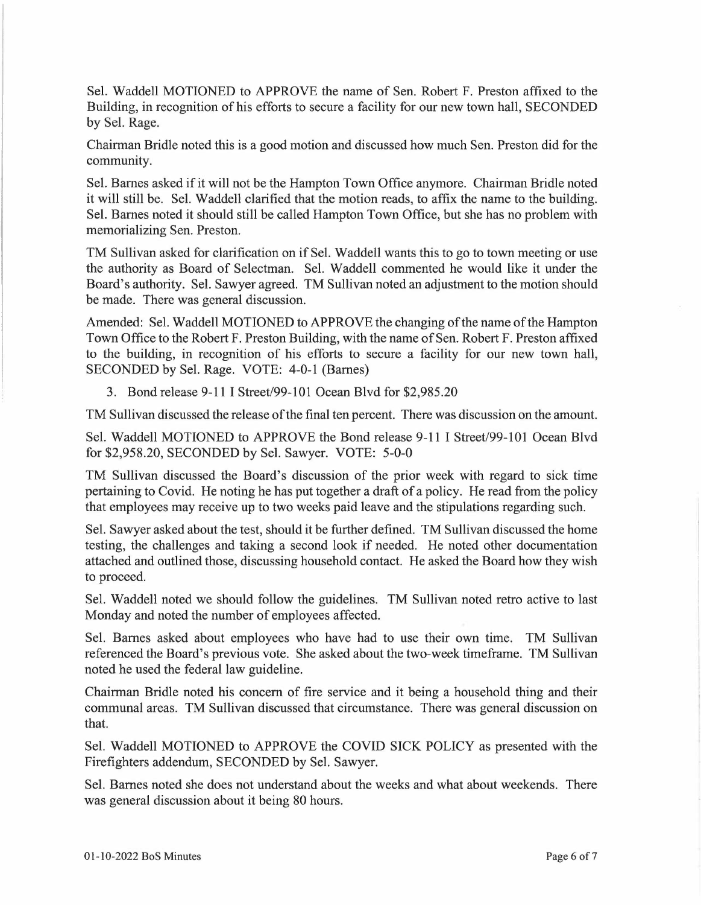Sel. Waddell MOTIONED to APPROVE the name of Sen. Robert F. Preston affixed to the Building, in recognition of his efforts to secure a facility for our new town hall, SECONDED by Sel. Rage.

Chairman Bridle noted this is a good motion and discussed how much Sen. Preston did for the community.

Sel. Barnes asked if it will not be the Hampton Town Office anymore. Chairman Bridle noted it will still be. Sel. Waddell clarified that the motion reads, to affix the name to the building. Sel. Barnes noted it should still be called Hampton Town Office, but she has no problem with memorializing Sen. Preston.

TM Sullivan asked for clarification on if Sel. Waddell wants this to go to town meeting or use the authority as Board of Selectman. Sel. Waddell commented he would like it under the Board's authority. Sel. Sawyer agreed. TM Sullivan noted an adjustment to the motion should be made. There was general discussion.

Amended: Sel. Waddell MOTIONED to APPROVE the changing of the name of the Hampton Town Office to the Robert F. Preston Building, with the name of Sen. Robert F. Preston affixed to the building, in recognition of his efforts to secure a facility for our new town hall, SECONDED by Sel. Rage. VOTE: 4-0-1 (Barnes)

3. Bond release 9-11 I Street/99-101 Ocean Blvd for $2,985.20

TM Sullivan discussed the release of the final ten percent. There was discussion on the amount.

Sel. Waddell MOTIONED to APPROVE the Bond release 9-11 I Street/99-101 Ocean Blvd for $2,958.20, SECONDED by Sel. Sawyer. VOTE: 5-0-0

TM Sullivan discussed the Board's discussion of the prior week with regard to sick time pertaining to Covid. He noting he has put together a draft of a policy. He read from the policy that employees may receive up to two weeks paid leave and the stipulations regarding such.

Sel. Sawyer asked about the test, should it be further defined. TM Sullivan discussed the home testing, the challenges and taking a second look if needed. He noted other documentation attached and outlined those, discussing household contact. He asked the Board how they wish to proceed.

Sel. Waddell noted we should follow the guidelines. TM Sullivan noted retro active to last Monday and noted the number of employees affected.

Sel. Barnes asked about employees who have had to use their own time. TM Sullivan referenced the Board's previous vote. She asked about the two-week timeframe. TM Sullivan noted he used the federal law guideline.

Chairman Bridle noted his concern of fire service and it being a household thing and their communal areas. TM Sullivan discussed that circumstance. There was general discussion on that.

Sel. Waddell MOTIONED to APPROVE the COVID SICK POLICY as presented with the Firefighters addendum, SECONDED by Sel. Sawyer.

Sel. Barnes noted she does not understand about the weeks and what about weekends. There was general discussion about it being 80 hours.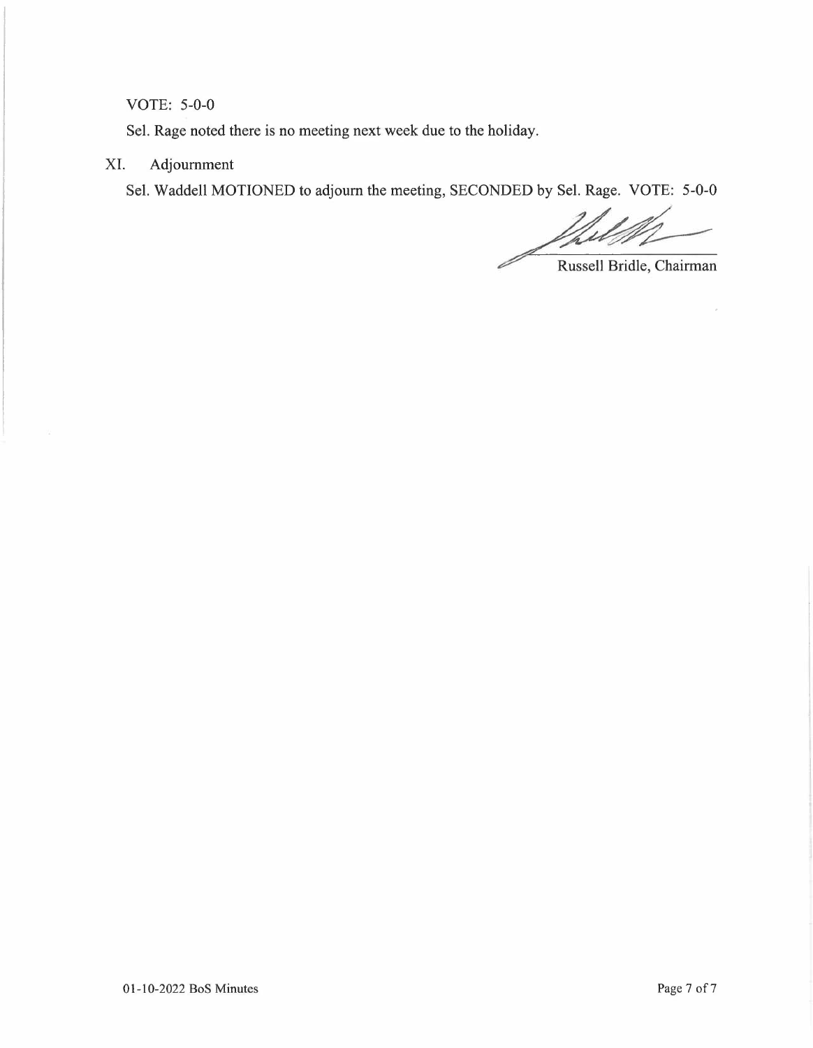VOTE: 5-0-0

Sel. Rage noted there is no meeting next week due to the holiday.

XI. Adjournment

Sel. Waddell MOTIONED to adjourn the meeting, SECONDED by Sel. Rage. VOTE: 5-0-0

Russell Bridle, Chairman